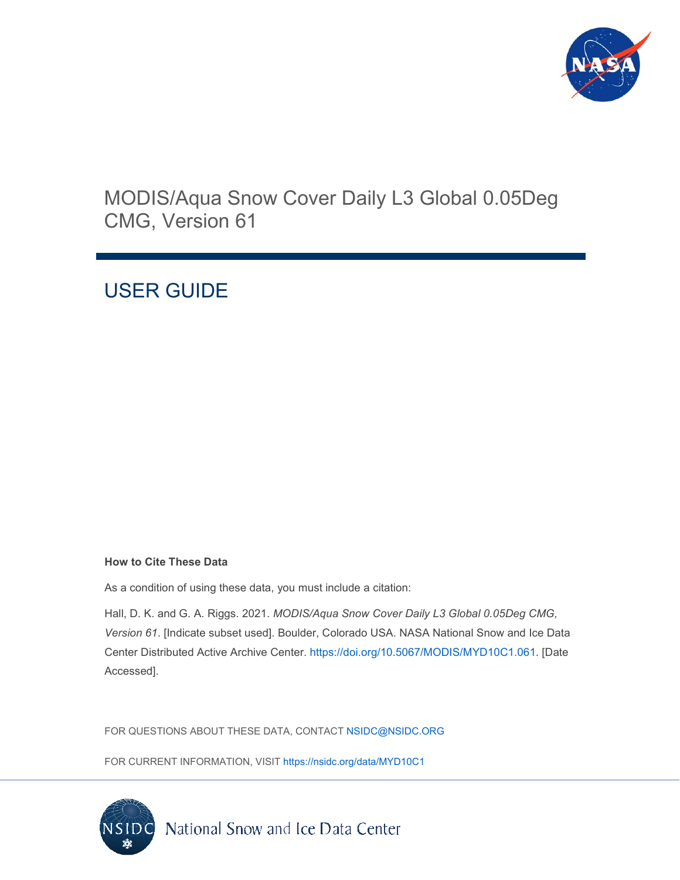# MODIS/Aqua Snow Cover Daily L3 Global 0.05Deg CMG, Version 61

# USER GUIDE

**How to Cite These Data**

As a condition of using these data, you must include a citation:

Hall, D. K. and G. A. Riggs. 2021. *MODIS/Aqua Snow Cover Daily L3 Global 0.05Deg CMG, Version 61*. [Indicate subset used]. Boulder, Colorado USA. NASA National Snow and Ice Data Center Distributed Active Archive Center. https://doi.org/10.5067/MODIS/MYD10C1.061. [Date Accessed].

FOR QUESTIONS ABOUT THESE DATA, CONTACT NSIDC@NSIDC.ORG

FOR CURRENT INFORMATION, VISIT https://nsidc.org/data/MYD10C1

National Snow and Ice Data Center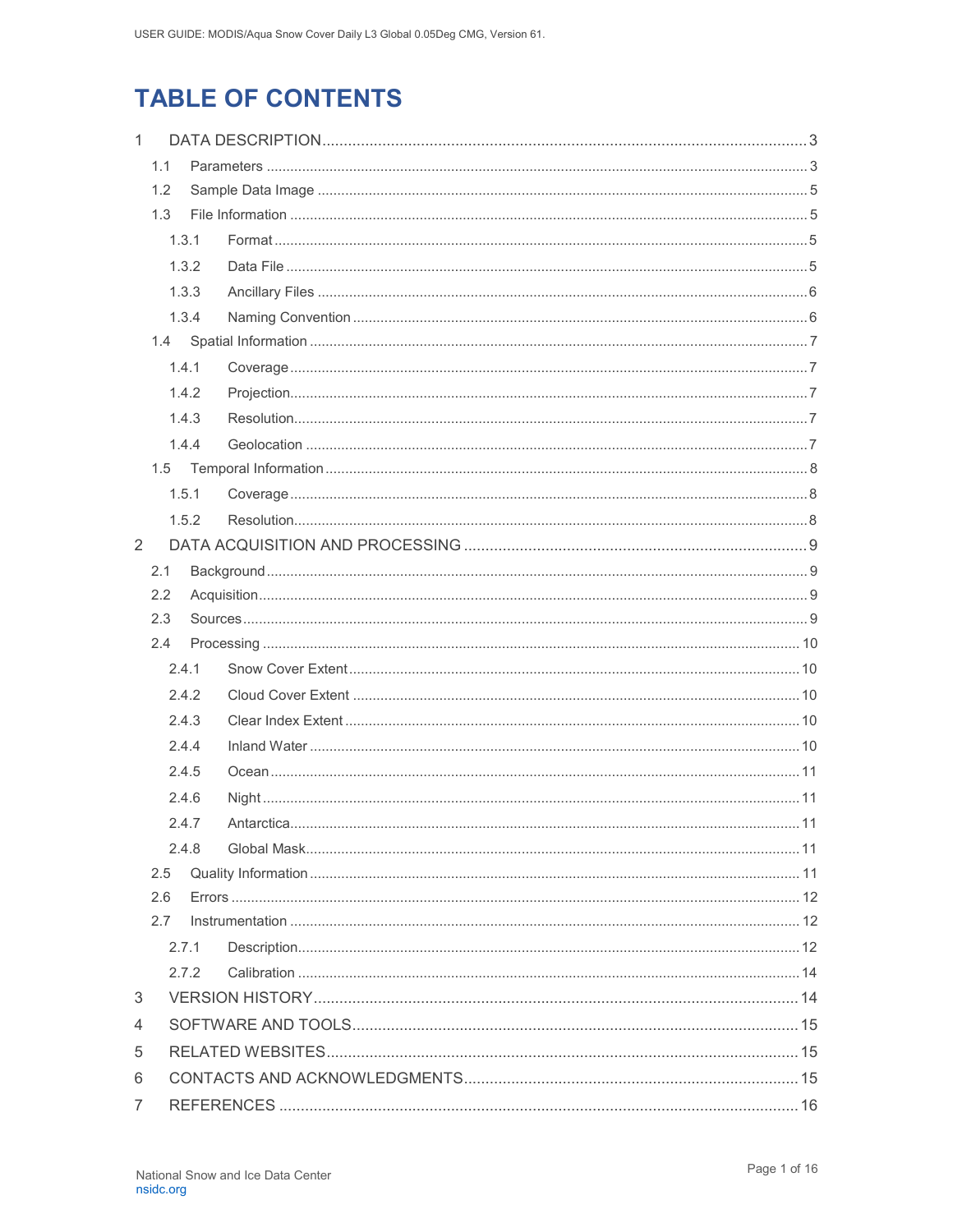# TABLE OF CONTENTS

1 DATA DESCRIPTION ..... 3
- 1.1 Parameters ..... 3
- 1.2 Sample Data Image ..... 5
- 1.3 File Information ..... 5
  - 1.3.1 Format ..... 5
  - 1.3.2 Data File ..... 5
  - 1.3.3 Ancillary Files ..... 6
  - 1.3.4 Naming Convention ..... 6
- 1.4 Spatial Information ..... 7
  - 1.4.1 Coverage ..... 7
  - 1.4.2 Projection ..... 7
  - 1.4.3 Resolution ..... 7
  - 1.4.4 Geolocation ..... 7
- 1.5 Temporal Information ..... 8
  - 1.5.1 Coverage ..... 8
  - 1.5.2 Resolution ..... 8

2 DATA ACQUISITION AND PROCESSING ..... 9
- 2.1 Background ..... 9
- 2.2 Acquisition ..... 9
- 2.3 Sources ..... 9
- 2.4 Processing ..... 10
  - 2.4.1 Snow Cover Extent ..... 10
  - 2.4.2 Cloud Cover Extent ..... 10
  - 2.4.3 Clear Index Extent ..... 10
  - 2.4.4 Inland Water ..... 10
  - 2.4.5 Ocean ..... 11
  - 2.4.6 Night ..... 11
  - 2.4.7 Antarctica ..... 11
  - 2.4.8 Global Mask ..... 11
- 2.5 Quality Information ..... 11
- 2.6 Errors ..... 12
- 2.7 Instrumentation ..... 12
  - 2.7.1 Description ..... 12
  - 2.7.2 Calibration ..... 14

3 VERSION HISTORY ..... 14

4 SOFTWARE AND TOOLS ..... 15

5 RELATED WEBSITES ..... 15

6 CONTACTS AND ACKNOWLEDGMENTS ..... 15

7 REFERENCES ..... 16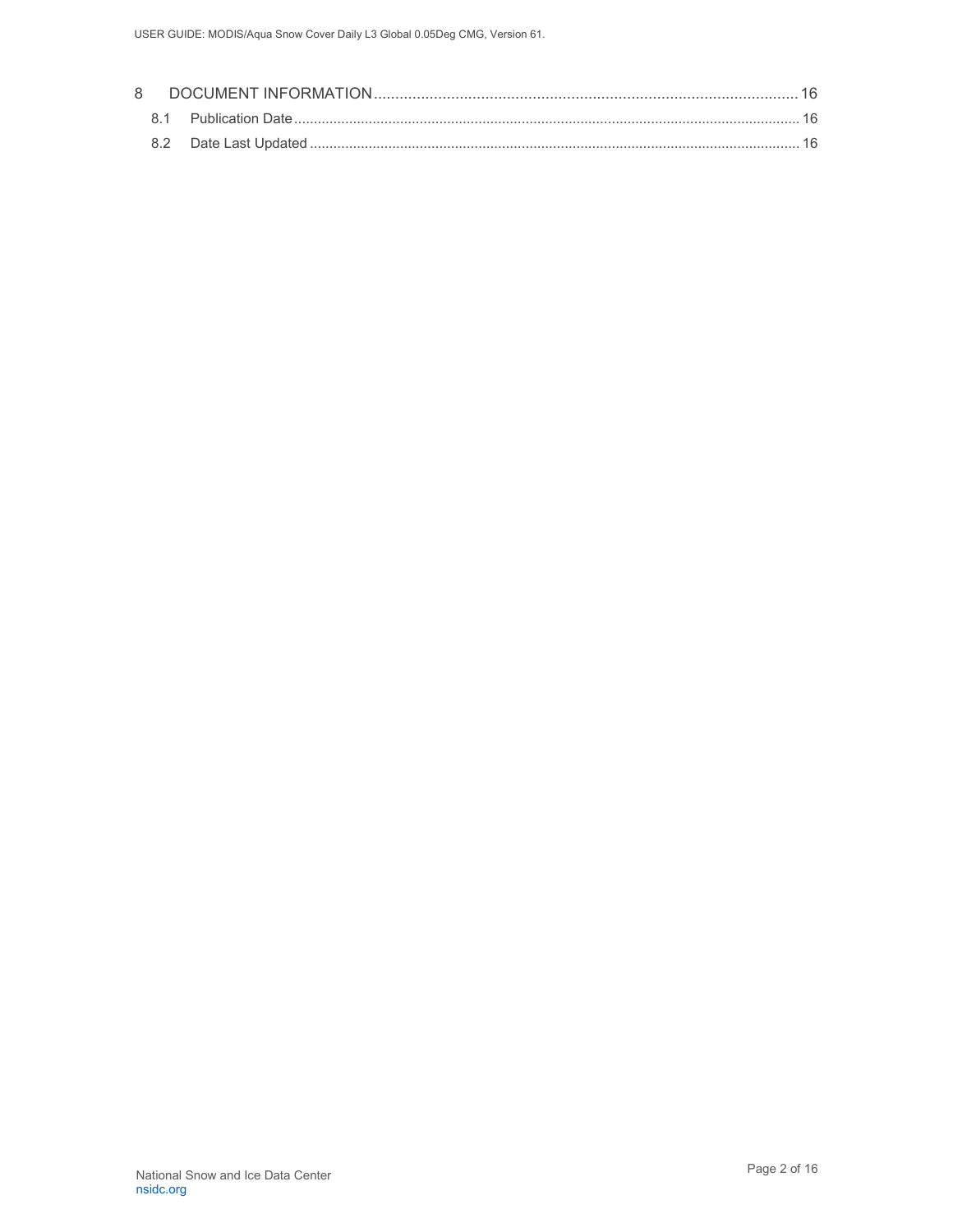8 DOCUMENT INFORMATION ........................................................................................................ 16

8.1 Publication Date ........................................................................................................ 16

8.2 Date Last Updated ..................................................................................................... 16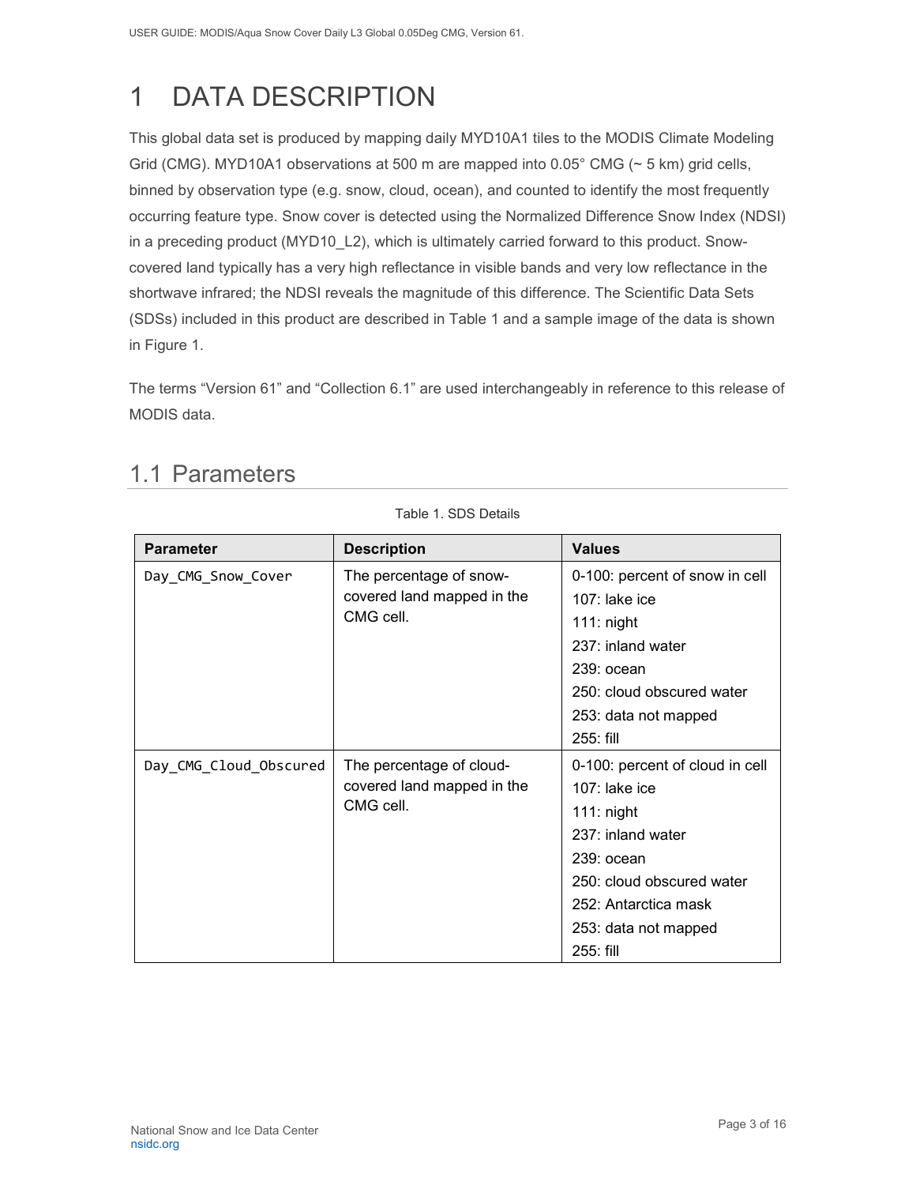# 1 DATA DESCRIPTION

This global data set is produced by mapping daily MYD10A1 tiles to the MODIS Climate Modeling Grid (CMG). MYD10A1 observations at 500 m are mapped into 0.05° CMG (~ 5 km) grid cells, binned by observation type (e.g. snow, cloud, ocean), and counted to identify the most frequently occurring feature type. Snow cover is detected using the Normalized Difference Snow Index (NDSI) in a preceding product (MYD10_L2), which is ultimately carried forward to this product. Snow-covered land typically has a very high reflectance in visible bands and very low reflectance in the shortwave infrared; the NDSI reveals the magnitude of this difference. The Scientific Data Sets (SDSs) included in this product are described in Table 1 and a sample image of the data is shown in Figure 1.

The terms "Version 61" and "Collection 6.1" are used interchangeably in reference to this release of MODIS data.

## 1.1 Parameters

Table 1. SDS Details

| Parameter | Description | Values |
|---|---|---|
| `Day_CMG_Snow_Cover` | The percentage of snow-covered land mapped in the CMG cell. | 0-100: percent of snow in cell<br>107: lake ice<br>111: night<br>237: inland water<br>239: ocean<br>250: cloud obscured water<br>253: data not mapped<br>255: fill |
| `Day_CMG_Cloud_Obscured` | The percentage of cloud-covered land mapped in the CMG cell. | 0-100: percent of cloud in cell<br>107: lake ice<br>111: night<br>237: inland water<br>239: ocean<br>250: cloud obscured water<br>252: Antarctica mask<br>253: data not mapped<br>255: fill |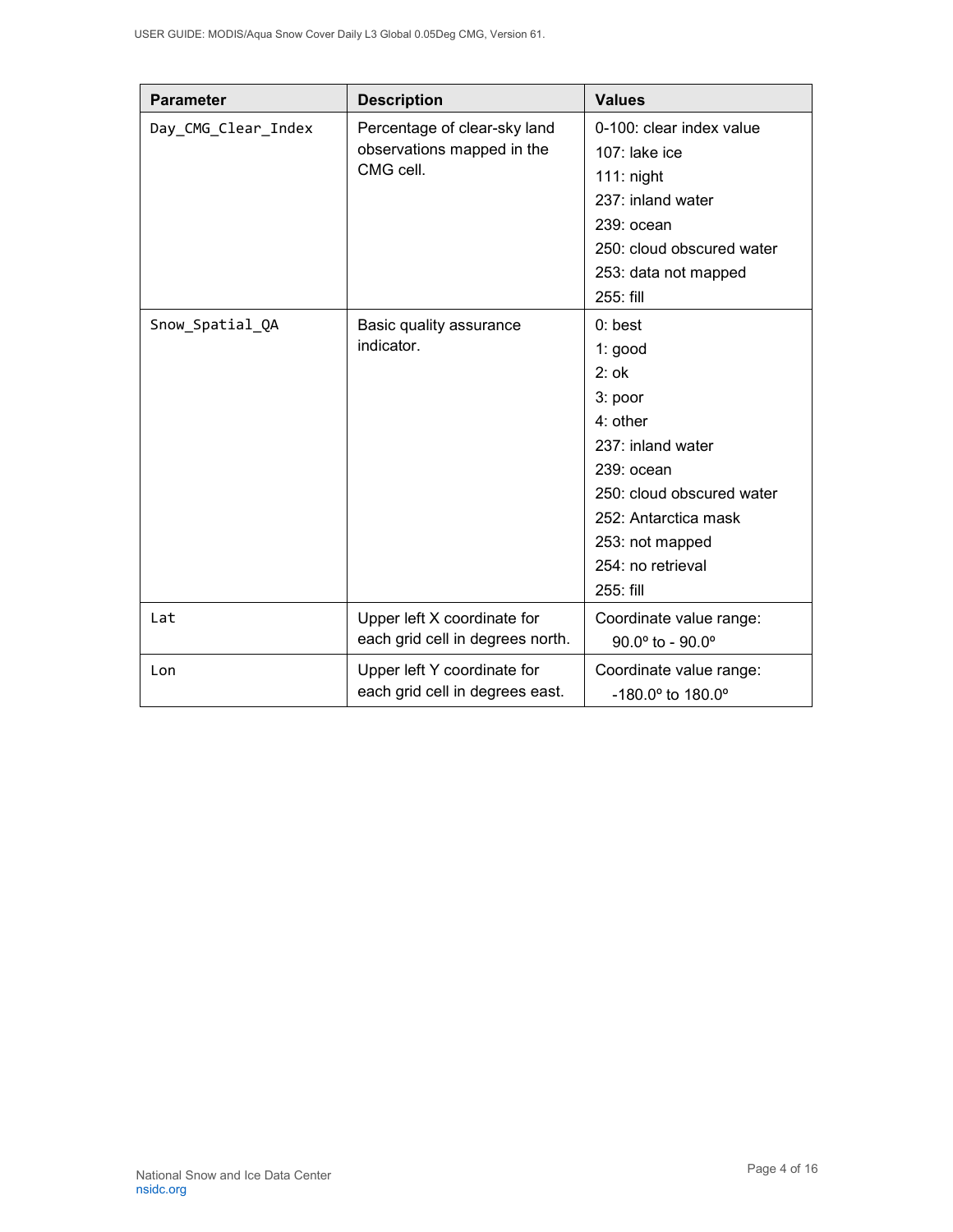| Parameter | Description | Values |
| --- | --- | --- |
| `Day_CMG_Clear_Index` | Percentage of clear-sky land observations mapped in the CMG cell. | 0-100: clear index value<br>107: lake ice<br>111: night<br>237: inland water<br>239: ocean<br>250: cloud obscured water<br>253: data not mapped<br>255: fill |
| `Snow_Spatial_QA` | Basic quality assurance indicator. | 0: best<br>1: good<br>2: ok<br>3: poor<br>4: other<br>237: inland water<br>239: ocean<br>250: cloud obscured water<br>252: Antarctica mask<br>253: not mapped<br>254: no retrieval<br>255: fill |
| `Lat` | Upper left X coordinate for each grid cell in degrees north. | Coordinate value range:<br>90.0º to - 90.0º |
| `Lon` | Upper left Y coordinate for each grid cell in degrees east. | Coordinate value range:<br>-180.0º to 180.0º |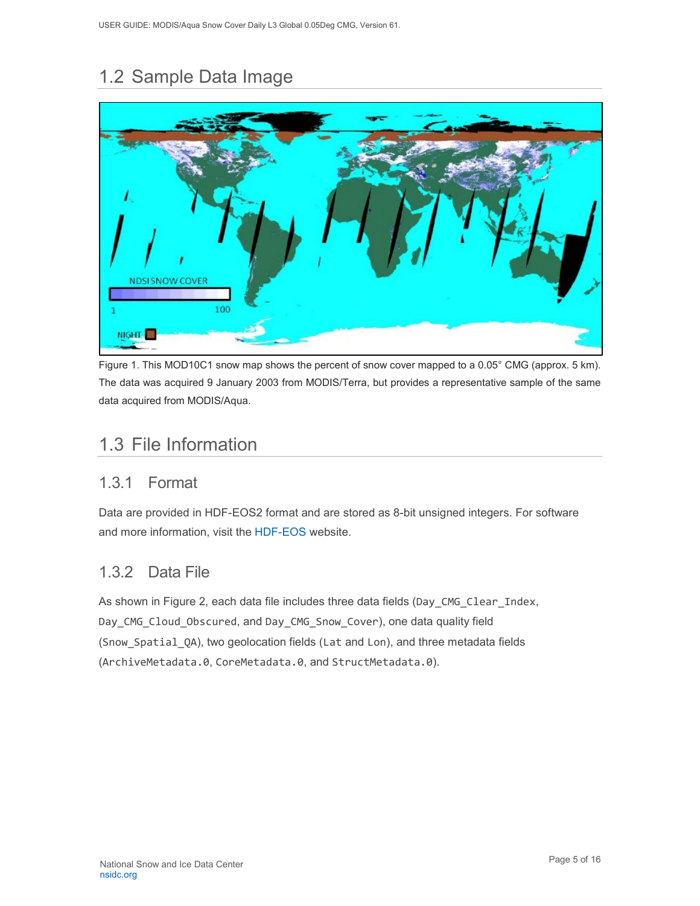## 1.2 Sample Data Image

Figure 1. This MOD10C1 snow map shows the percent of snow cover mapped to a 0.05° CMG (approx. 5 km). The data was acquired 9 January 2003 from MODIS/Terra, but provides a representative sample of the same data acquired from MODIS/Aqua.

## 1.3 File Information

### 1.3.1 Format

Data are provided in HDF-EOS2 format and are stored as 8-bit unsigned integers. For software and more information, visit the HDF-EOS website.

### 1.3.2 Data File

As shown in Figure 2, each data file includes three data fields (`Day_CMG_Clear_Index`, `Day_CMG_Cloud_Obscured`, and `Day_CMG_Snow_Cover`), one data quality field (`Snow_Spatial_QA`), two geolocation fields (`Lat` and `Lon`), and three metadata fields (`ArchiveMetadata.0`, `CoreMetadata.0`, and `StructMetadata.0`).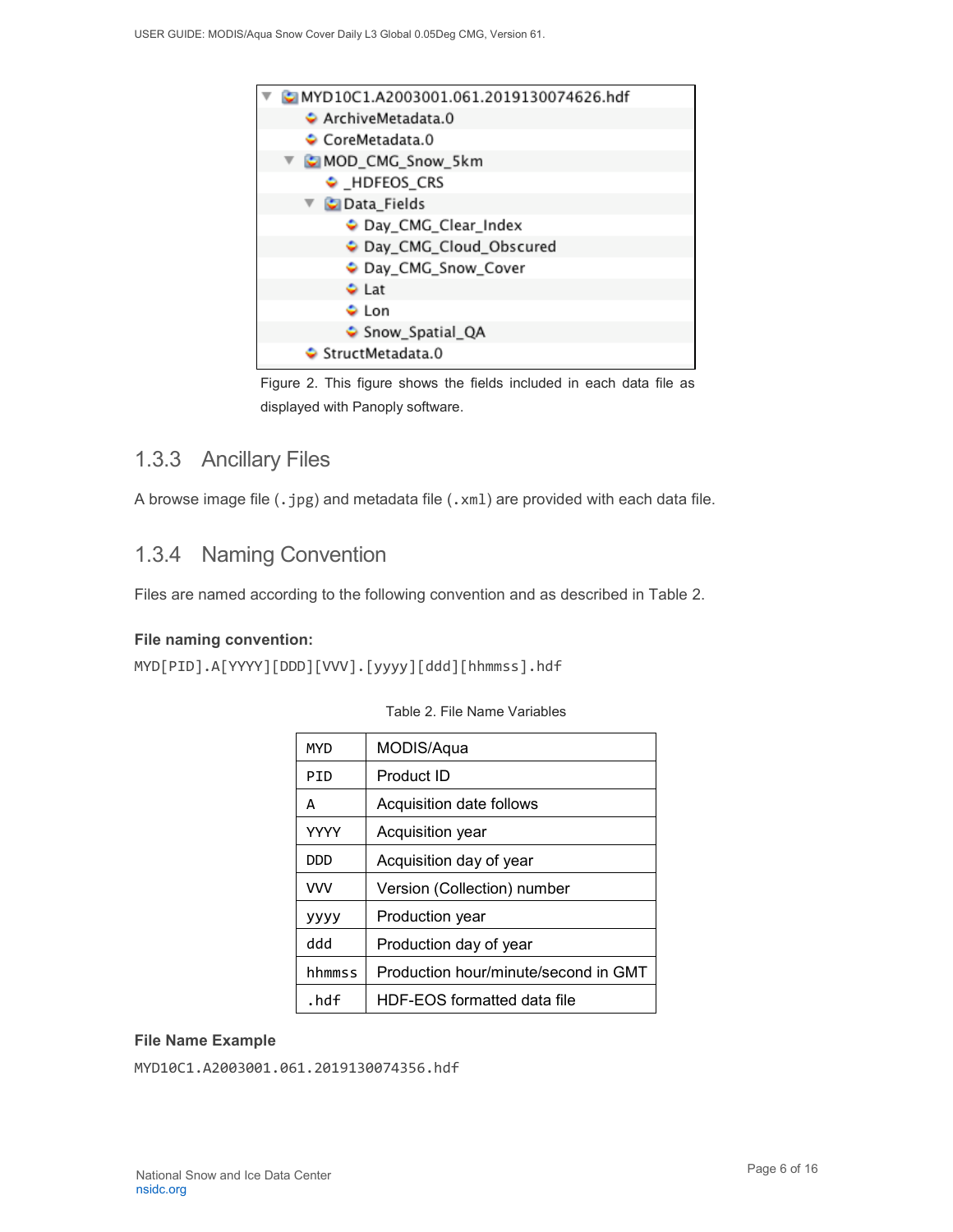```
▼ MYD10C1.A2003001.061.2019130074626.hdf
    ArchiveMetadata.0
    CoreMetadata.0
  ▼ MOD_CMG_Snow_5km
      _HDFEOS_CRS
    ▼ Data_Fields
        Day_CMG_Clear_Index
        Day_CMG_Cloud_Obscured
        Day_CMG_Snow_Cover
        Lat
        Lon
        Snow_Spatial_QA
    StructMetadata.0
```

Figure 2. This figure shows the fields included in each data file as displayed with Panoply software.

### 1.3.3 Ancillary Files

A browse image file (`.jpg`) and metadata file (`.xml`) are provided with each data file.

### 1.3.4 Naming Convention

Files are named according to the following convention and as described in Table 2.

**File naming convention:**

`MYD[PID].A[YYYY][DDD][VVV].[yyyy][ddd][hhmmss].hdf`

Table 2. File Name Variables

| | |
|---|---|
| `MYD` | MODIS/Aqua |
| `PID` | Product ID |
| `A` | Acquisition date follows |
| `YYYY` | Acquisition year |
| `DDD` | Acquisition day of year |
| `VVV` | Version (Collection) number |
| `yyyy` | Production year |
| `ddd` | Production day of year |
| `hhmmss` | Production hour/minute/second in GMT |
| `.hdf` | HDF-EOS formatted data file |

**File Name Example**

`MYD10C1.A2003001.061.2019130074356.hdf`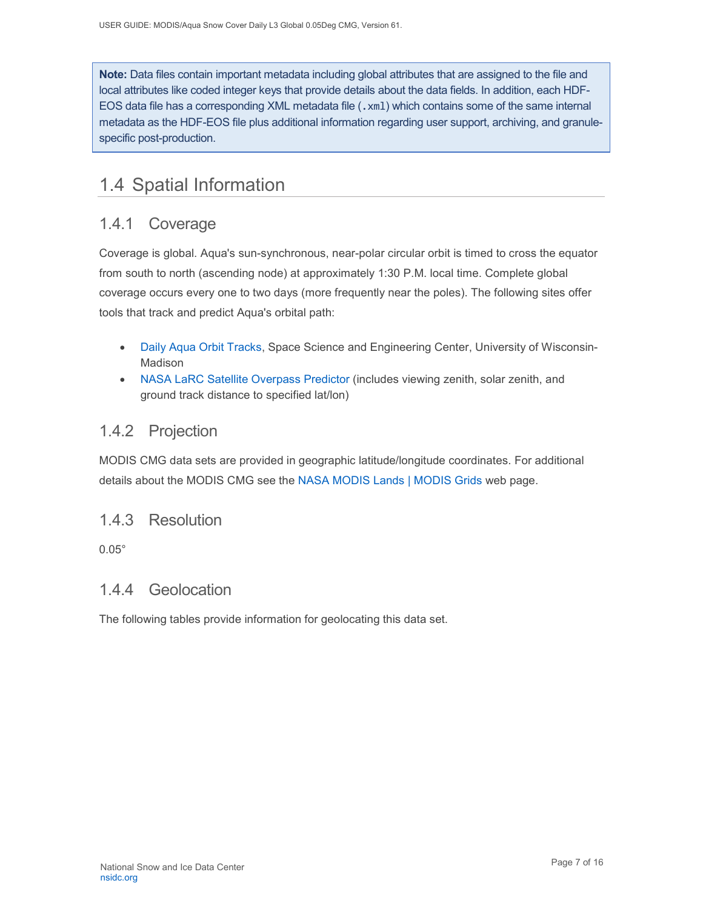**Note:** Data files contain important metadata including global attributes that are assigned to the file and local attributes like coded integer keys that provide details about the data fields. In addition, each HDF-EOS data file has a corresponding XML metadata file (`.xml`) which contains some of the same internal metadata as the HDF-EOS file plus additional information regarding user support, archiving, and granule-specific post-production.

## 1.4 Spatial Information

### 1.4.1 Coverage

Coverage is global. Aqua's sun-synchronous, near-polar circular orbit is timed to cross the equator from south to north (ascending node) at approximately 1:30 P.M. local time. Complete global coverage occurs every one to two days (more frequently near the poles). The following sites offer tools that track and predict Aqua's orbital path:

- Daily Aqua Orbit Tracks, Space Science and Engineering Center, University of Wisconsin-Madison
- NASA LaRC Satellite Overpass Predictor (includes viewing zenith, solar zenith, and ground track distance to specified lat/lon)

### 1.4.2 Projection

MODIS CMG data sets are provided in geographic latitude/longitude coordinates. For additional details about the MODIS CMG see the NASA MODIS Lands | MODIS Grids web page.

### 1.4.3 Resolution

0.05°

### 1.4.4 Geolocation

The following tables provide information for geolocating this data set.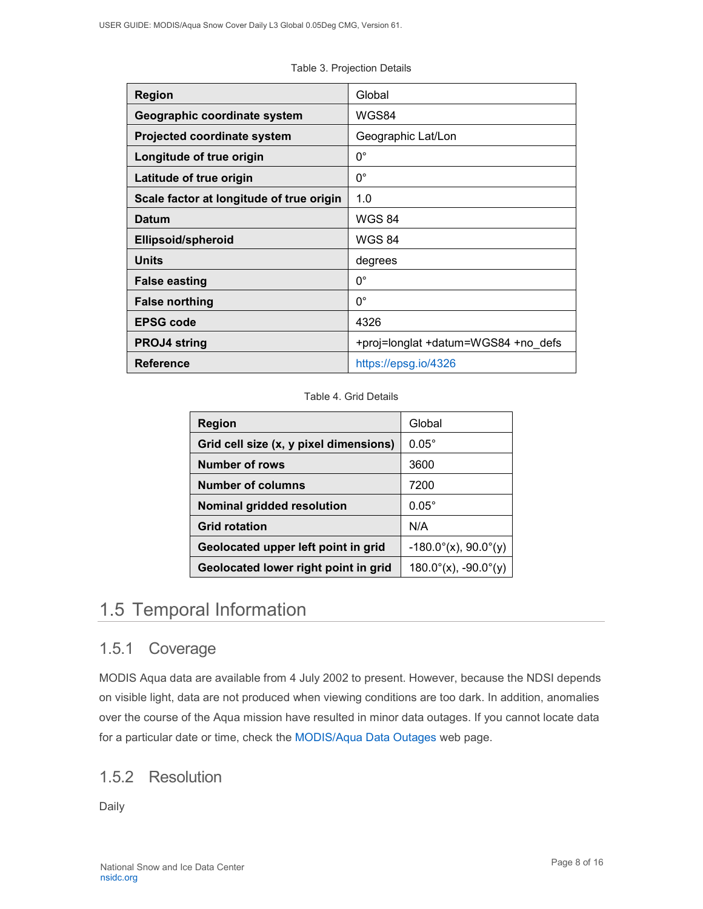Table 3. Projection Details

| Region | Global |
|---|---|
| Geographic coordinate system | WGS84 |
| Projected coordinate system | Geographic Lat/Lon |
| Longitude of true origin | 0° |
| Latitude of true origin | 0° |
| Scale factor at longitude of true origin | 1.0 |
| Datum | WGS 84 |
| Ellipsoid/spheroid | WGS 84 |
| Units | degrees |
| False easting | 0° |
| False northing | 0° |
| EPSG code | 4326 |
| PROJ4 string | +proj=longlat +datum=WGS84 +no_defs |
| Reference | https://epsg.io/4326 |

Table 4. Grid Details

| Region | Global |
|---|---|
| Grid cell size (x, y pixel dimensions) | 0.05° |
| Number of rows | 3600 |
| Number of columns | 7200 |
| Nominal gridded resolution | 0.05° |
| Grid rotation | N/A |
| Geolocated upper left point in grid | -180.0°(x), 90.0°(y) |
| Geolocated lower right point in grid | 180.0°(x), -90.0°(y) |

## 1.5 Temporal Information

### 1.5.1 Coverage

MODIS Aqua data are available from 4 July 2002 to present. However, because the NDSI depends on visible light, data are not produced when viewing conditions are too dark. In addition, anomalies over the course of the Aqua mission have resulted in minor data outages. If you cannot locate data for a particular date or time, check the MODIS/Aqua Data Outages web page.

### 1.5.2 Resolution

Daily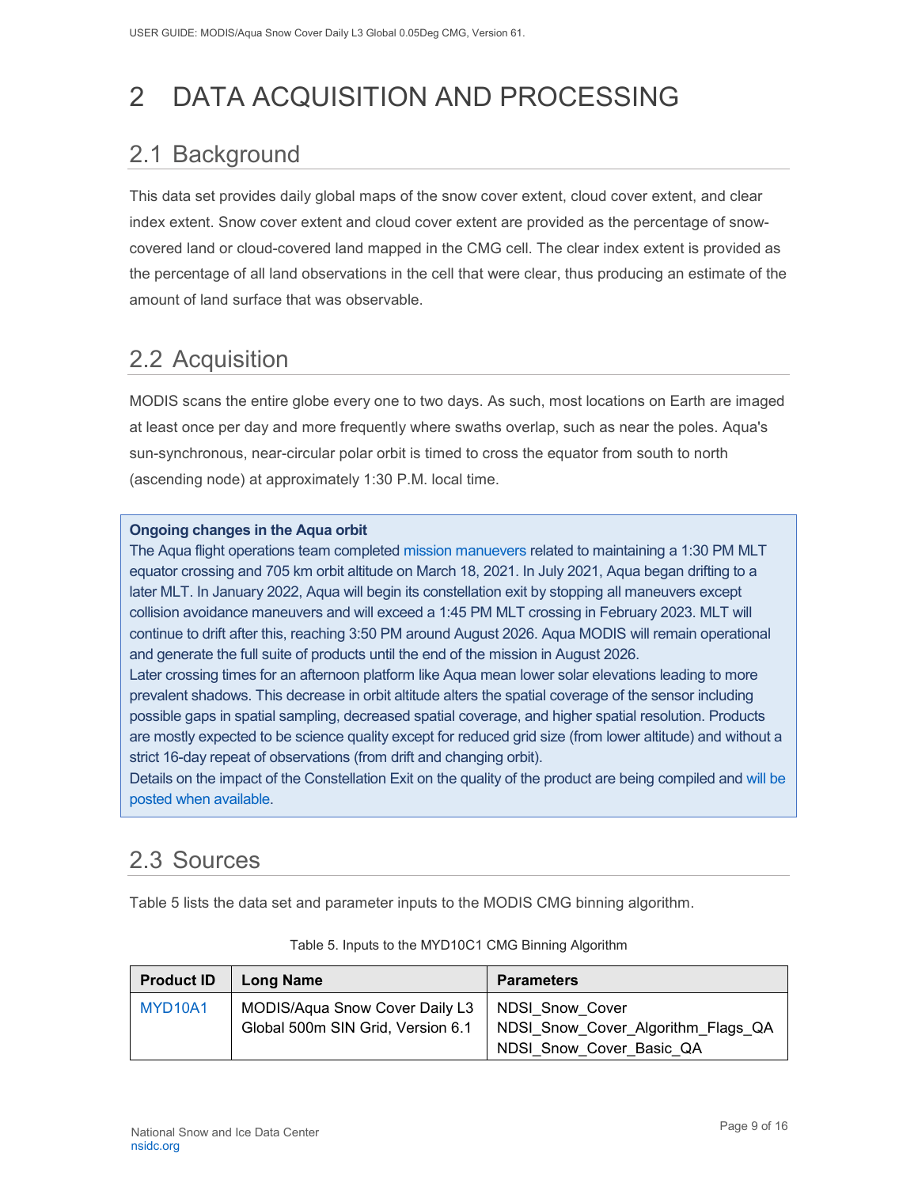# 2 DATA ACQUISITION AND PROCESSING

## 2.1 Background

This data set provides daily global maps of the snow cover extent, cloud cover extent, and clear index extent. Snow cover extent and cloud cover extent are provided as the percentage of snow-covered land or cloud-covered land mapped in the CMG cell. The clear index extent is provided as the percentage of all land observations in the cell that were clear, thus producing an estimate of the amount of land surface that was observable.

## 2.2 Acquisition

MODIS scans the entire globe every one to two days. As such, most locations on Earth are imaged at least once per day and more frequently where swaths overlap, such as near the poles. Aqua's sun-synchronous, near-circular polar orbit is timed to cross the equator from south to north (ascending node) at approximately 1:30 P.M. local time.

**Ongoing changes in the Aqua orbit**

The Aqua flight operations team completed mission manuevers related to maintaining a 1:30 PM MLT equator crossing and 705 km orbit altitude on March 18, 2021. In July 2021, Aqua began drifting to a later MLT. In January 2022, Aqua will begin its constellation exit by stopping all maneuvers except collision avoidance maneuvers and will exceed a 1:45 PM MLT crossing in February 2023. MLT will continue to drift after this, reaching 3:50 PM around August 2026. Aqua MODIS will remain operational and generate the full suite of products until the end of the mission in August 2026.

Later crossing times for an afternoon platform like Aqua mean lower solar elevations leading to more prevalent shadows. This decrease in orbit altitude alters the spatial coverage of the sensor including possible gaps in spatial sampling, decreased spatial coverage, and higher spatial resolution. Products are mostly expected to be science quality except for reduced grid size (from lower altitude) and without a strict 16-day repeat of observations (from drift and changing orbit).

Details on the impact of the Constellation Exit on the quality of the product are being compiled and will be posted when available.

## 2.3 Sources

Table 5 lists the data set and parameter inputs to the MODIS CMG binning algorithm.

Table 5. Inputs to the MYD10C1 CMG Binning Algorithm

| Product ID | Long Name | Parameters |
|---|---|---|
| MYD10A1 | MODIS/Aqua Snow Cover Daily L3 Global 500m SIN Grid, Version 6.1 | NDSI_Snow_Cover<br>NDSI_Snow_Cover_Algorithm_Flags_QA<br>NDSI_Snow_Cover_Basic_QA |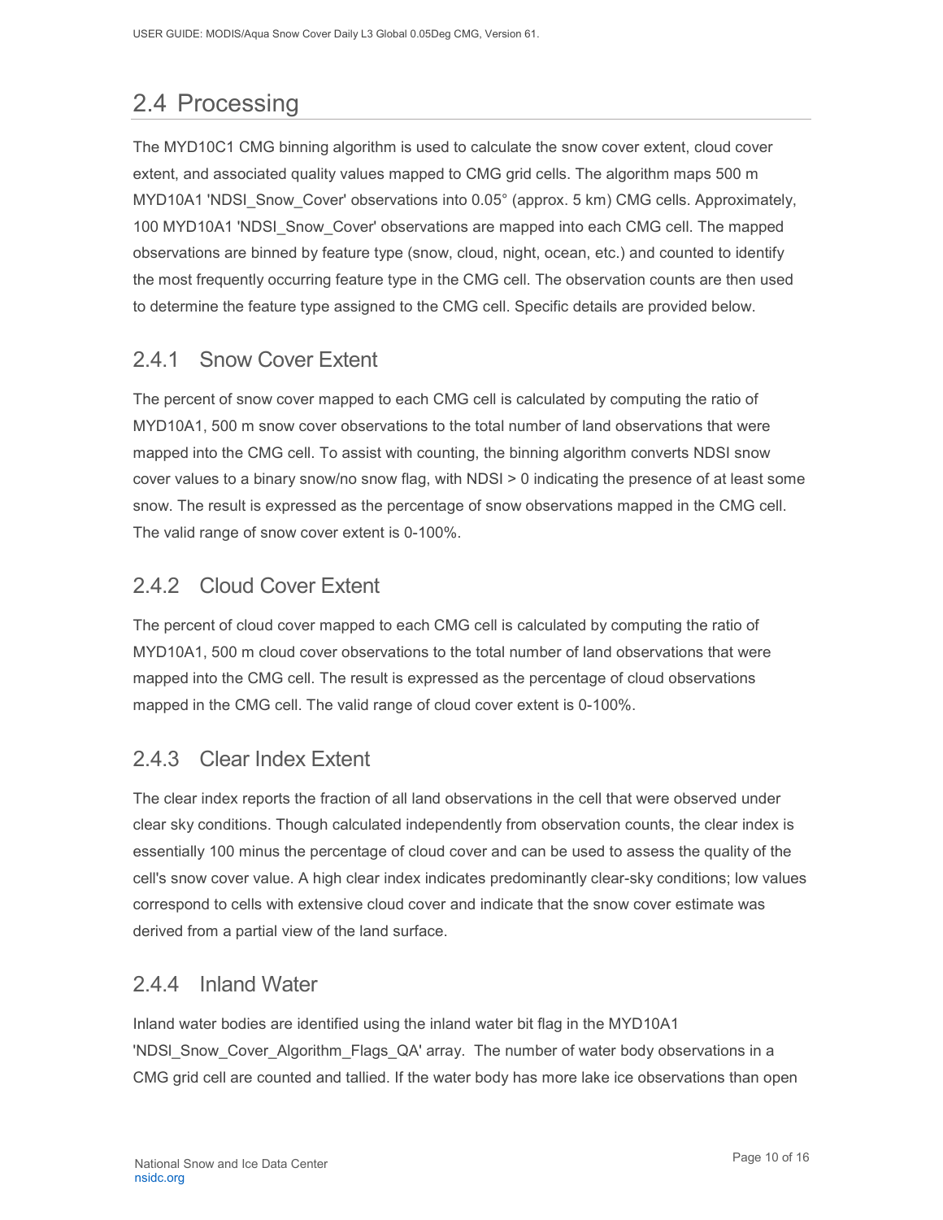## 2.4 Processing

The MYD10C1 CMG binning algorithm is used to calculate the snow cover extent, cloud cover extent, and associated quality values mapped to CMG grid cells. The algorithm maps 500 m MYD10A1 'NDSI_Snow_Cover' observations into 0.05° (approx. 5 km) CMG cells. Approximately, 100 MYD10A1 'NDSI_Snow_Cover' observations are mapped into each CMG cell. The mapped observations are binned by feature type (snow, cloud, night, ocean, etc.) and counted to identify the most frequently occurring feature type in the CMG cell. The observation counts are then used to determine the feature type assigned to the CMG cell. Specific details are provided below.

### 2.4.1 Snow Cover Extent

The percent of snow cover mapped to each CMG cell is calculated by computing the ratio of MYD10A1, 500 m snow cover observations to the total number of land observations that were mapped into the CMG cell. To assist with counting, the binning algorithm converts NDSI snow cover values to a binary snow/no snow flag, with NDSI > 0 indicating the presence of at least some snow. The result is expressed as the percentage of snow observations mapped in the CMG cell. The valid range of snow cover extent is 0-100%.

### 2.4.2 Cloud Cover Extent

The percent of cloud cover mapped to each CMG cell is calculated by computing the ratio of MYD10A1, 500 m cloud cover observations to the total number of land observations that were mapped into the CMG cell. The result is expressed as the percentage of cloud observations mapped in the CMG cell. The valid range of cloud cover extent is 0-100%.

### 2.4.3 Clear Index Extent

The clear index reports the fraction of all land observations in the cell that were observed under clear sky conditions. Though calculated independently from observation counts, the clear index is essentially 100 minus the percentage of cloud cover and can be used to assess the quality of the cell's snow cover value. A high clear index indicates predominantly clear-sky conditions; low values correspond to cells with extensive cloud cover and indicate that the snow cover estimate was derived from a partial view of the land surface.

### 2.4.4 Inland Water

Inland water bodies are identified using the inland water bit flag in the MYD10A1 'NDSI_Snow_Cover_Algorithm_Flags_QA' array. The number of water body observations in a CMG grid cell are counted and tallied. If the water body has more lake ice observations than open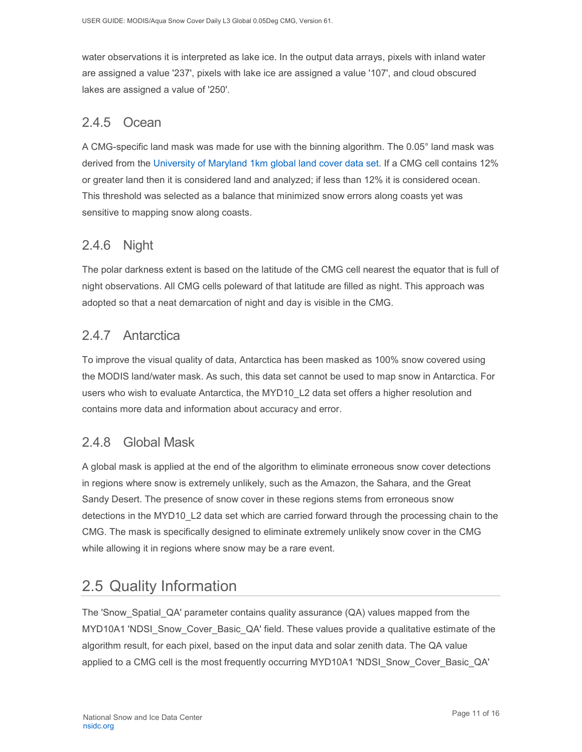water observations it is interpreted as lake ice. In the output data arrays, pixels with inland water are assigned a value '237', pixels with lake ice are assigned a value '107', and cloud obscured lakes are assigned a value of '250'.

### 2.4.5 Ocean

A CMG-specific land mask was made for use with the binning algorithm. The 0.05° land mask was derived from the University of Maryland 1km global land cover data set. If a CMG cell contains 12% or greater land then it is considered land and analyzed; if less than 12% it is considered ocean. This threshold was selected as a balance that minimized snow errors along coasts yet was sensitive to mapping snow along coasts.

### 2.4.6 Night

The polar darkness extent is based on the latitude of the CMG cell nearest the equator that is full of night observations. All CMG cells poleward of that latitude are filled as night. This approach was adopted so that a neat demarcation of night and day is visible in the CMG.

### 2.4.7 Antarctica

To improve the visual quality of data, Antarctica has been masked as 100% snow covered using the MODIS land/water mask. As such, this data set cannot be used to map snow in Antarctica. For users who wish to evaluate Antarctica, the MYD10_L2 data set offers a higher resolution and contains more data and information about accuracy and error.

### 2.4.8 Global Mask

A global mask is applied at the end of the algorithm to eliminate erroneous snow cover detections in regions where snow is extremely unlikely, such as the Amazon, the Sahara, and the Great Sandy Desert. The presence of snow cover in these regions stems from erroneous snow detections in the MYD10_L2 data set which are carried forward through the processing chain to the CMG. The mask is specifically designed to eliminate extremely unlikely snow cover in the CMG while allowing it in regions where snow may be a rare event.

## 2.5 Quality Information

The 'Snow_Spatial_QA' parameter contains quality assurance (QA) values mapped from the MYD10A1 'NDSI_Snow_Cover_Basic_QA' field. These values provide a qualitative estimate of the algorithm result, for each pixel, based on the input data and solar zenith data. The QA value applied to a CMG cell is the most frequently occurring MYD10A1 'NDSI_Snow_Cover_Basic_QA'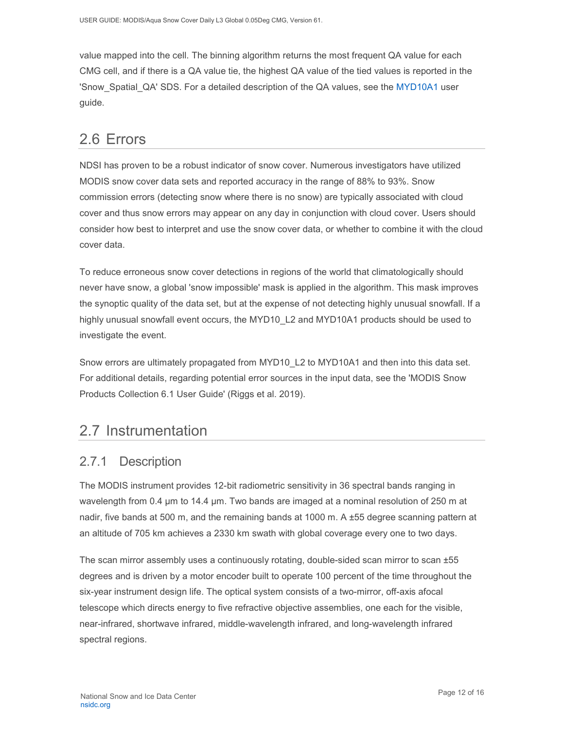value mapped into the cell. The binning algorithm returns the most frequent QA value for each CMG cell, and if there is a QA value tie, the highest QA value of the tied values is reported in the 'Snow_Spatial_QA' SDS. For a detailed description of the QA values, see the MYD10A1 user guide.

## 2.6 Errors

NDSI has proven to be a robust indicator of snow cover. Numerous investigators have utilized MODIS snow cover data sets and reported accuracy in the range of 88% to 93%. Snow commission errors (detecting snow where there is no snow) are typically associated with cloud cover and thus snow errors may appear on any day in conjunction with cloud cover. Users should consider how best to interpret and use the snow cover data, or whether to combine it with the cloud cover data.

To reduce erroneous snow cover detections in regions of the world that climatologically should never have snow, a global 'snow impossible' mask is applied in the algorithm. This mask improves the synoptic quality of the data set, but at the expense of not detecting highly unusual snowfall. If a highly unusual snowfall event occurs, the MYD10_L2 and MYD10A1 products should be used to investigate the event.

Snow errors are ultimately propagated from MYD10_L2 to MYD10A1 and then into this data set. For additional details, regarding potential error sources in the input data, see the 'MODIS Snow Products Collection 6.1 User Guide' (Riggs et al. 2019).

## 2.7 Instrumentation

### 2.7.1 Description

The MODIS instrument provides 12-bit radiometric sensitivity in 36 spectral bands ranging in wavelength from 0.4 µm to 14.4 µm. Two bands are imaged at a nominal resolution of 250 m at nadir, five bands at 500 m, and the remaining bands at 1000 m. A ±55 degree scanning pattern at an altitude of 705 km achieves a 2330 km swath with global coverage every one to two days.

The scan mirror assembly uses a continuously rotating, double-sided scan mirror to scan ±55 degrees and is driven by a motor encoder built to operate 100 percent of the time throughout the six-year instrument design life. The optical system consists of a two-mirror, off-axis afocal telescope which directs energy to five refractive objective assemblies, one each for the visible, near-infrared, shortwave infrared, middle-wavelength infrared, and long-wavelength infrared spectral regions.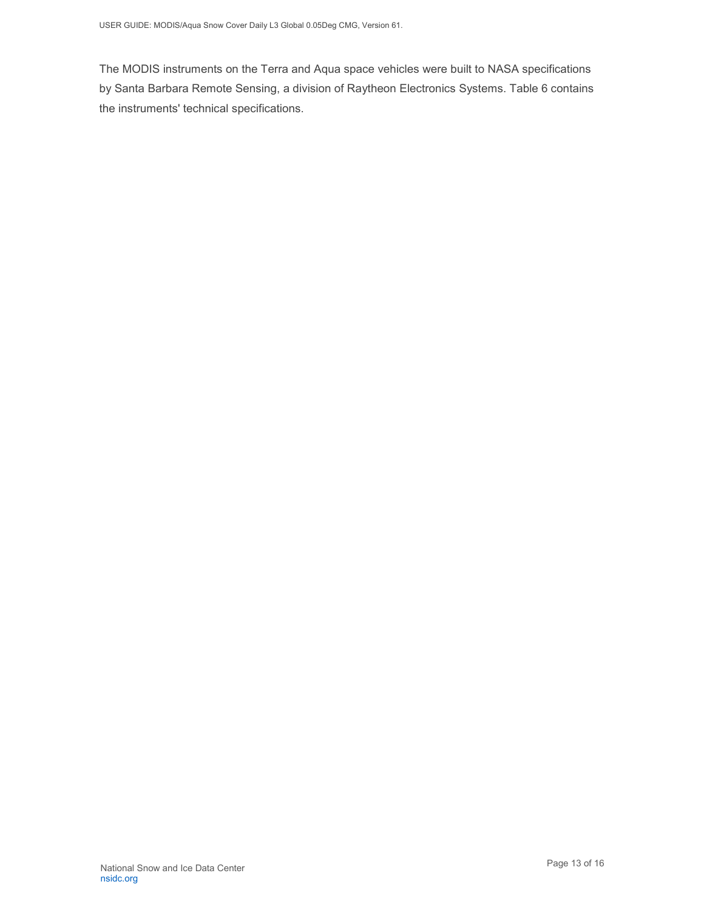The MODIS instruments on the Terra and Aqua space vehicles were built to NASA specifications by Santa Barbara Remote Sensing, a division of Raytheon Electronics Systems. Table 6 contains the instruments' technical specifications.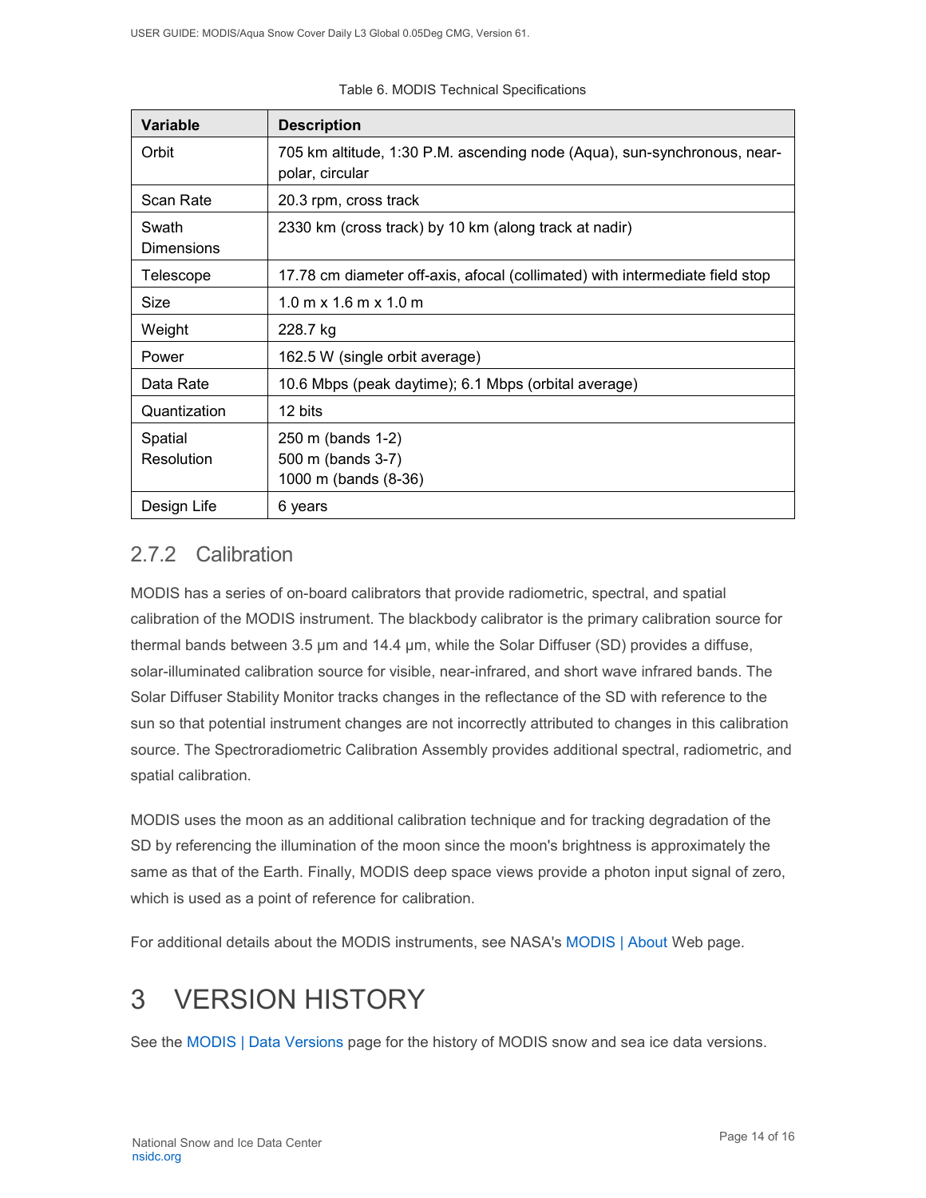Table 6. MODIS Technical Specifications

| Variable | Description |
| --- | --- |
| Orbit | 705 km altitude, 1:30 P.M. ascending node (Aqua), sun-synchronous, near-polar, circular |
| Scan Rate | 20.3 rpm, cross track |
| Swath Dimensions | 2330 km (cross track) by 10 km (along track at nadir) |
| Telescope | 17.78 cm diameter off-axis, afocal (collimated) with intermediate field stop |
| Size | 1.0 m x 1.6 m x 1.0 m |
| Weight | 228.7 kg |
| Power | 162.5 W (single orbit average) |
| Data Rate | 10.6 Mbps (peak daytime); 6.1 Mbps (orbital average) |
| Quantization | 12 bits |
| Spatial Resolution | 250 m (bands 1-2)<br>500 m (bands 3-7)<br>1000 m (bands (8-36) |
| Design Life | 6 years |

### 2.7.2 Calibration

MODIS has a series of on-board calibrators that provide radiometric, spectral, and spatial calibration of the MODIS instrument. The blackbody calibrator is the primary calibration source for thermal bands between 3.5 µm and 14.4 µm, while the Solar Diffuser (SD) provides a diffuse, solar-illuminated calibration source for visible, near-infrared, and short wave infrared bands. The Solar Diffuser Stability Monitor tracks changes in the reflectance of the SD with reference to the sun so that potential instrument changes are not incorrectly attributed to changes in this calibration source. The Spectroradiometric Calibration Assembly provides additional spectral, radiometric, and spatial calibration.

MODIS uses the moon as an additional calibration technique and for tracking degradation of the SD by referencing the illumination of the moon since the moon's brightness is approximately the same as that of the Earth. Finally, MODIS deep space views provide a photon input signal of zero, which is used as a point of reference for calibration.

For additional details about the MODIS instruments, see NASA's MODIS | About Web page.

# 3 VERSION HISTORY

See the MODIS | Data Versions page for the history of MODIS snow and sea ice data versions.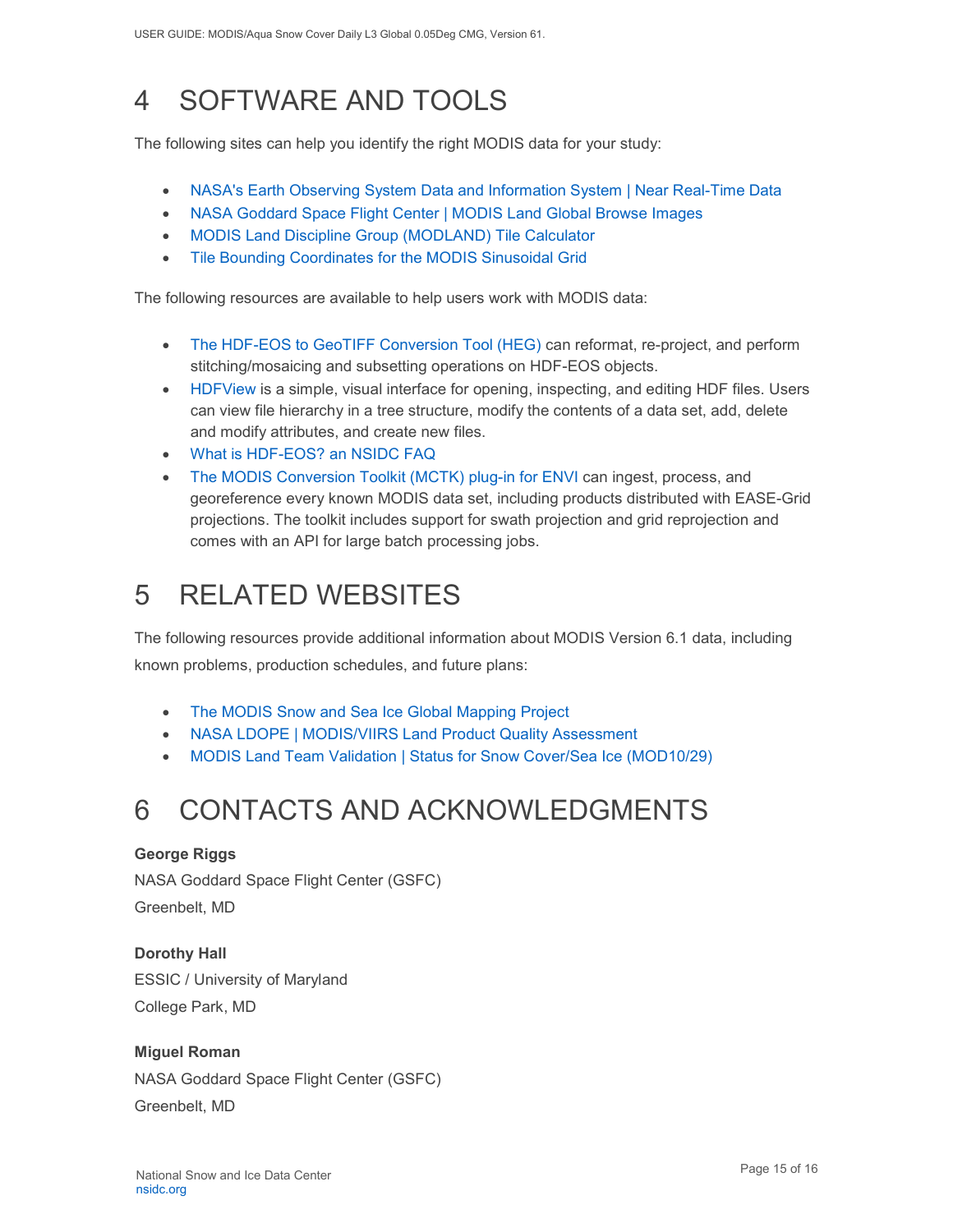# 4 SOFTWARE AND TOOLS

The following sites can help you identify the right MODIS data for your study:

- NASA's Earth Observing System Data and Information System | Near Real-Time Data
- NASA Goddard Space Flight Center | MODIS Land Global Browse Images
- MODIS Land Discipline Group (MODLAND) Tile Calculator
- Tile Bounding Coordinates for the MODIS Sinusoidal Grid

The following resources are available to help users work with MODIS data:

- The HDF-EOS to GeoTIFF Conversion Tool (HEG) can reformat, re-project, and perform stitching/mosaicing and subsetting operations on HDF-EOS objects.
- HDFView is a simple, visual interface for opening, inspecting, and editing HDF files. Users can view file hierarchy in a tree structure, modify the contents of a data set, add, delete and modify attributes, and create new files.
- What is HDF-EOS? an NSIDC FAQ
- The MODIS Conversion Toolkit (MCTK) plug-in for ENVI can ingest, process, and georeference every known MODIS data set, including products distributed with EASE-Grid projections. The toolkit includes support for swath projection and grid reprojection and comes with an API for large batch processing jobs.

# 5 RELATED WEBSITES

The following resources provide additional information about MODIS Version 6.1 data, including known problems, production schedules, and future plans:

- The MODIS Snow and Sea Ice Global Mapping Project
- NASA LDOPE | MODIS/VIIRS Land Product Quality Assessment
- MODIS Land Team Validation | Status for Snow Cover/Sea Ice (MOD10/29)

# 6 CONTACTS AND ACKNOWLEDGMENTS

**George Riggs**
NASA Goddard Space Flight Center (GSFC)
Greenbelt, MD

**Dorothy Hall**
ESSIC / University of Maryland
College Park, MD

**Miguel Roman**
NASA Goddard Space Flight Center (GSFC)
Greenbelt, MD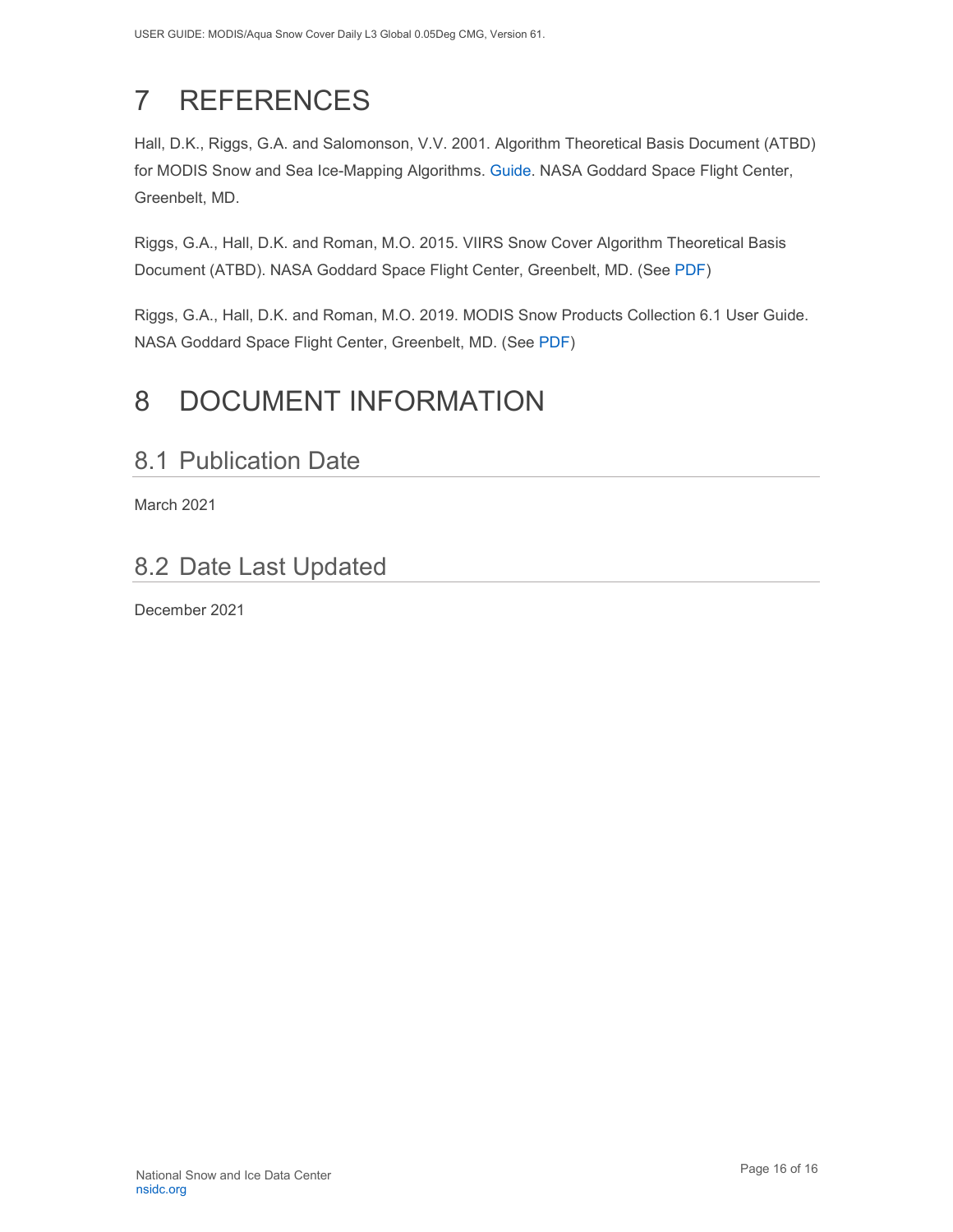# 7 REFERENCES

Hall, D.K., Riggs, G.A. and Salomonson, V.V. 2001. Algorithm Theoretical Basis Document (ATBD) for MODIS Snow and Sea Ice-Mapping Algorithms. Guide. NASA Goddard Space Flight Center, Greenbelt, MD.

Riggs, G.A., Hall, D.K. and Roman, M.O. 2015. VIIRS Snow Cover Algorithm Theoretical Basis Document (ATBD). NASA Goddard Space Flight Center, Greenbelt, MD. (See PDF)

Riggs, G.A., Hall, D.K. and Roman, M.O. 2019. MODIS Snow Products Collection 6.1 User Guide. NASA Goddard Space Flight Center, Greenbelt, MD. (See PDF)

# 8 DOCUMENT INFORMATION

## 8.1 Publication Date

March 2021

## 8.2 Date Last Updated

December 2021